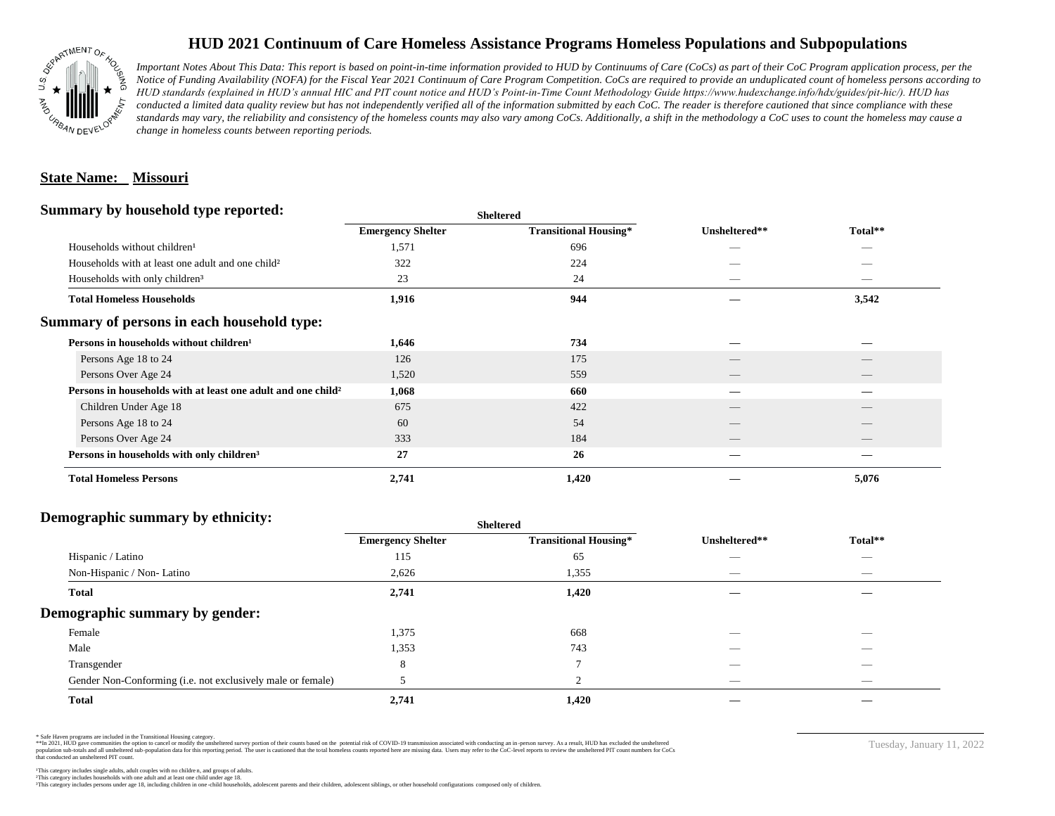# HUD 2021 Continuum of Care Homeless Assistance Programs Homeless Populations and Subpopulations

*Important Notes About This Data: This report is based on point-in-time information provided to HUD by Continuums of Care (CoCs) as part of their CoC Program application process, per the Notice of Funding Availability (NOFA) for the Fiscal Year 2021 Continuum of Care Program Competition. CoCs are required to provide an unduplicated count of homeless persons according to HUD standards (explained in HUD's annual HIC and PIT count notice and HUD's Point-in-Time Count Methodology Guide https://www.hudexchange.info/hdx/guides/pit-hic/). HUD has conducted a limited data quality review but has not independently verified all of the information submitted by each CoC. The reader is therefore cautioned that since compliance with these standards may vary, the reliability and consistency of the homeless counts may also vary among CoCs. Additionally, a shift in the methodology a CoC uses to count the homeless may cause a change in homeless counts between reporting periods.*

**State Name: Missouri**

## Summary by household type reported:

| | Sheltered | | | |
|---|---|---|---|---|
| | Emergency Shelter | Transitional Housing* | Unsheltered** | Total** |
| Households without children¹ | 1,571 | 696 | — | — |
| Households with at least one adult and one child² | 322 | 224 | — | — |
| Households with only children³ | 23 | 24 | — | — |
| **Total Homeless Households** | **1,916** | **944** | **—** | **3,542** |

## Summary of persons in each household type:

| | Emergency Shelter | Transitional Housing* | Unsheltered** | Total** |
|---|---|---|---|---|
| **Persons in households without children¹** | **1,646** | **734** | **—** | **—** |
| Persons Age 18 to 24 | 126 | 175 | — | — |
| Persons Over Age 24 | 1,520 | 559 | — | — |
| **Persons in households with at least one adult and one child²** | **1,068** | **660** | **—** | **—** |
| Children Under Age 18 | 675 | 422 | — | — |
| Persons Age 18 to 24 | 60 | 54 | — | — |
| Persons Over Age 24 | 333 | 184 | — | — |
| **Persons in households with only children³** | **27** | **26** | **—** | **—** |
| **Total Homeless Persons** | **2,741** | **1,420** | **—** | **5,076** |

## Demographic summary by ethnicity:

| | Sheltered | | | |
|---|---|---|---|---|
| | Emergency Shelter | Transitional Housing* | Unsheltered** | Total** |
| Hispanic / Latino | 115 | 65 | — | — |
| Non-Hispanic / Non- Latino | 2,626 | 1,355 | — | — |
| **Total** | **2,741** | **1,420** | **—** | **—** |

## Demographic summary by gender:

| | Emergency Shelter | Transitional Housing* | Unsheltered** | Total** |
|---|---|---|---|---|
| Female | 1,375 | 668 | — | — |
| Male | 1,353 | 743 | — | — |
| Transgender | 8 | 7 | — | — |
| Gender Non-Conforming (i.e. not exclusively male or female) | 5 | 2 | — | — |
| **Total** | **2,741** | **1,420** | **—** | **—** |

\* Safe Haven programs are included in the Transitional Housing category.
\*\*In 2021, HUD gave communities the option to cancel or modify the unsheltered survey portion of their counts based on the potential risk of COVID-19 transmission associated with conducting an in-person survey. As a result, HUD has excluded the unsheltered population sub-totals and all unsheltered sub-population data for this reporting period. The user is cautioned that the total homeless counts reported here are missing data. Users may refer to the CoC-level reports to review the unsheltered PIT count numbers for CoCs that conducted an unsheltered PIT count.

¹This category includes single adults, adult couples with no children, and groups of adults.
²This category includes households with one adult and at least one child under age 18.
³This category includes persons under age 18, including children in one-child households, adolescent parents and their children, adolescent siblings, or other household configurations composed only of children.

Tuesday, January 11, 2022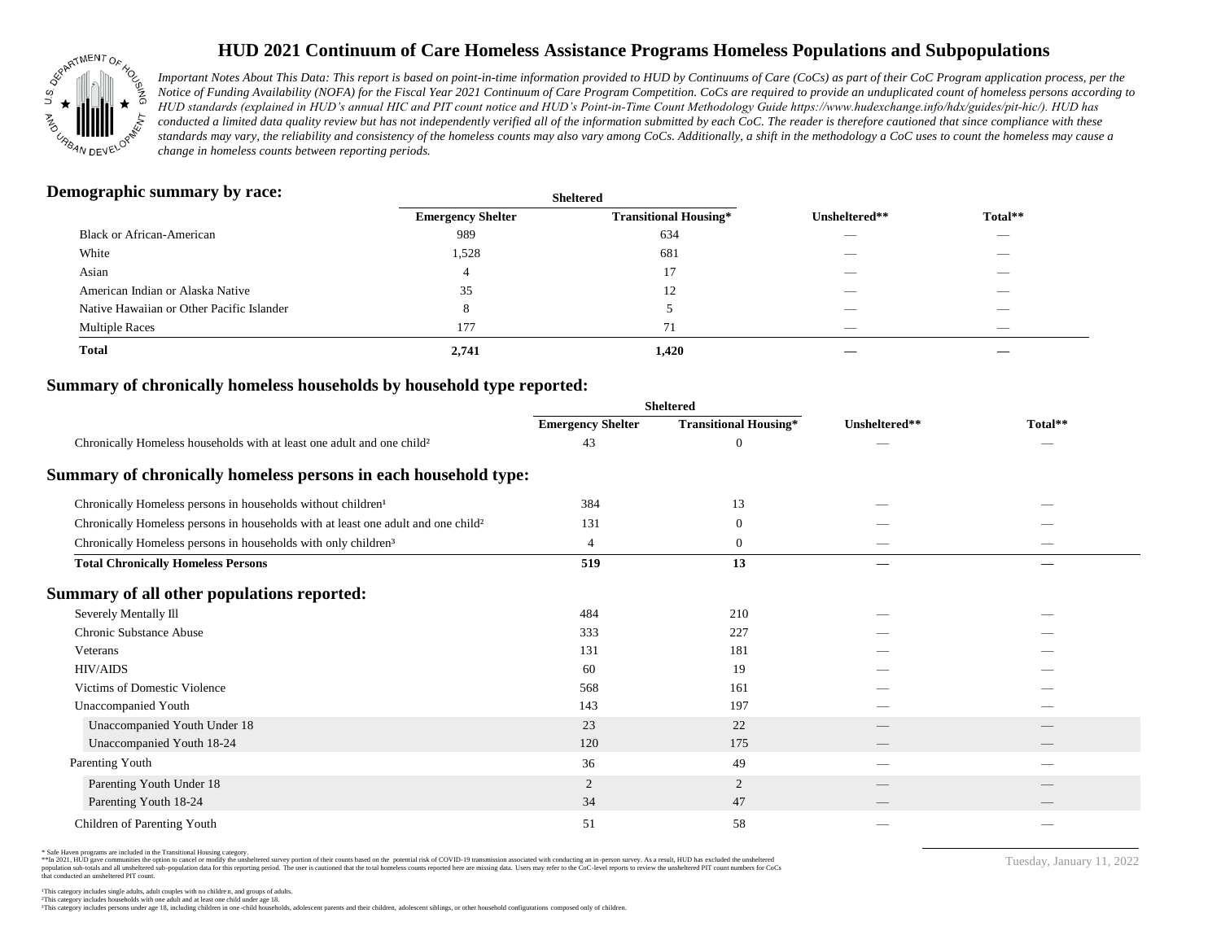# HUD 2021 Continuum of Care Homeless Assistance Programs Homeless Populations and Subpopulations

*Important Notes About This Data: This report is based on point-in-time information provided to HUD by Continuums of Care (CoCs) as part of their CoC Program application process, per the Notice of Funding Availability (NOFA) for the Fiscal Year 2021 Continuum of Care Program Competition. CoCs are required to provide an unduplicated count of homeless persons according to HUD standards (explained in HUD's annual HIC and PIT count notice and HUD's Point-in-Time Count Methodology Guide https://www.hudexchange.info/hdx/guides/pit-hic/). HUD has conducted a limited data quality review but has not independently verified all of the information submitted by each CoC. The reader is therefore cautioned that since compliance with these standards may vary, the reliability and consistency of the homeless counts may also vary among CoCs. Additionally, a shift in the methodology a CoC uses to count the homeless may cause a change in homeless counts between reporting periods.*

## Demographic summary by race:

| | Sheltered | | | |
|---|---|---|---|---|
| | Emergency Shelter | Transitional Housing* | Unsheltered** | Total** |
| Black or African-American | 989 | 634 | — | — |
| White | 1,528 | 681 | — | — |
| Asian | 4 | 17 | — | — |
| American Indian or Alaska Native | 35 | 12 | — | — |
| Native Hawaiian or Other Pacific Islander | 8 | 5 | — | — |
| Multiple Races | 177 | 71 | — | — |
| **Total** | **2,741** | **1,420** | **—** | **—** |

## Summary of chronically homeless households by household type reported:

| | Sheltered | | | |
|---|---|---|---|---|
| | Emergency Shelter | Transitional Housing* | Unsheltered** | Total** |
| Chronically Homeless households with at least one adult and one child[2] | 43 | 0 | — | — |

## Summary of chronically homeless persons in each household type:

| | Emergency Shelter | Transitional Housing* | Unsheltered** | Total** |
|---|---|---|---|---|
| Chronically Homeless persons in households without children[1] | 384 | 13 | — | — |
| Chronically Homeless persons in households with at least one adult and one child[2] | 131 | 0 | — | — |
| Chronically Homeless persons in households with only children[3] | 4 | 0 | — | — |
| **Total Chronically Homeless Persons** | **519** | **13** | **—** | **—** |

## Summary of all other populations reported:

| | Emergency Shelter | Transitional Housing* | Unsheltered** | Total** |
|---|---|---|---|---|
| Severely Mentally Ill | 484 | 210 | — | — |
| Chronic Substance Abuse | 333 | 227 | — | — |
| Veterans | 131 | 181 | — | — |
| HIV/AIDS | 60 | 19 | — | — |
| Victims of Domestic Violence | 568 | 161 | — | — |
| Unaccompanied Youth | 143 | 197 | — | — |
| Unaccompanied Youth Under 18 | 23 | 22 | — | — |
| Unaccompanied Youth 18-24 | 120 | 175 | — | — |
| Parenting Youth | 36 | 49 | — | — |
| Parenting Youth Under 18 | 2 | 2 | — | — |
| Parenting Youth 18-24 | 34 | 47 | — | — |
| Children of Parenting Youth | 51 | 58 | — | — |

\* Safe Haven programs are included in the Transitional Housing category.
\*\*In 2021, HUD gave communities the option to cancel or modify the unsheltered survey portion of their counts based on the potential risk of COVID-19 transmission associated with conducting an in-person survey. As a result, HUD has excluded the unsheltered population sub-totals and all unsheltered sub-population data for this reporting period. The user is cautioned that the total homeless counts reported here are missing data. Users may refer to the CoC-level reports to review the unsheltered PIT count numbers for CoCs that conducted an unsheltered PIT count.

[1]This category includes single adults, adult couples with no children, and groups of adults.
[2]This category includes households with one adult and at least one child under age 18.
[3]This category includes persons under age 18, including children in one-child households, adolescent parents and their children, adolescent siblings, or other household configurations composed only of children.

Tuesday, January 11, 2022